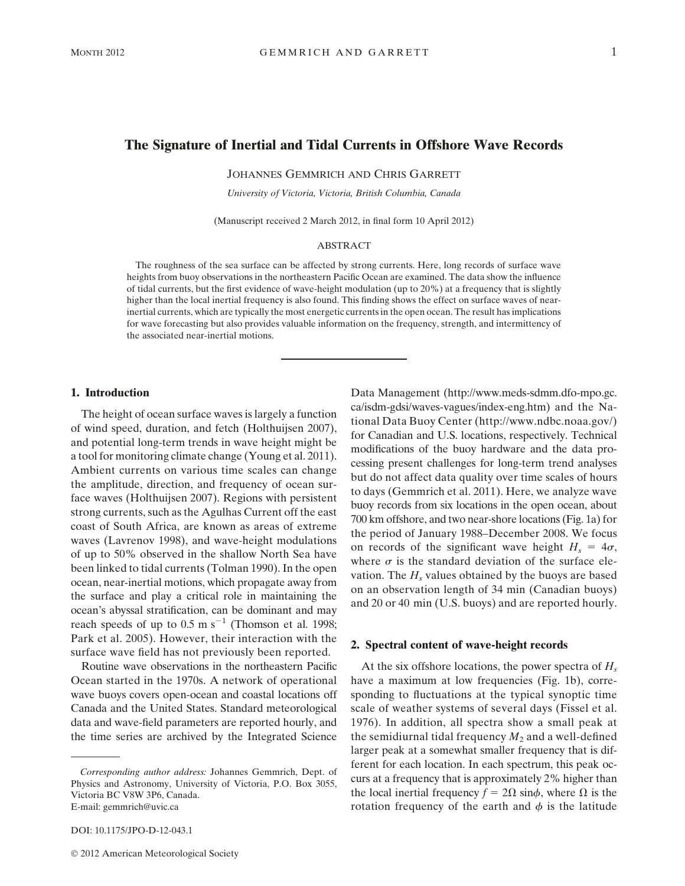# The Signature of Inertial and Tidal Currents in Offshore Wave Records

JOHANNES GEMMRICH AND CHRIS GARRETT

*University of Victoria, Victoria, British Columbia, Canada*

(Manuscript received 2 March 2012, in final form 10 April 2012)

## ABSTRACT

The roughness of the sea surface can be affected by strong currents. Here, long records of surface wave heights from buoy observations in the northeastern Pacific Ocean are examined. The data show the influence of tidal currents, but the first evidence of wave-height modulation (up to 20%) at a frequency that is slightly higher than the local inertial frequency is also found. This finding shows the effect on surface waves of near-inertial currents, which are typically the most energetic currents in the open ocean. The result has implications for wave forecasting but also provides valuable information on the frequency, strength, and intermittency of the associated near-inertial motions.

## 1. Introduction

The height of ocean surface waves is largely a function of wind speed, duration, and fetch (Holthuijsen 2007), and potential long-term trends in wave height might be a tool for monitoring climate change (Young et al. 2011). Ambient currents on various time scales can change the amplitude, direction, and frequency of ocean surface waves (Holthuijsen 2007). Regions with persistent strong currents, such as the Agulhas Current off the east coast of South Africa, are known as areas of extreme waves (Lavrenov 1998), and wave-height modulations of up to 50% observed in the shallow North Sea have been linked to tidal currents (Tolman 1990). In the open ocean, near-inertial motions, which propagate away from the surface and play a critical role in maintaining the ocean's abyssal stratification, can be dominant and may reach speeds of up to 0.5 m s$^{-1}$ (Thomson et al. 1998; Park et al. 2005). However, their interaction with the surface wave field has not previously been reported.

Routine wave observations in the northeastern Pacific Ocean started in the 1970s. A network of operational wave buoys covers open-ocean and coastal locations off Canada and the United States. Standard meteorological data and wave-field parameters are reported hourly, and the time series are archived by the Integrated Science Data Management (http://www.meds-sdmm.dfo-mpo.gc.ca/isdm-gdsi/waves-vagues/index-eng.htm) and the National Data Buoy Center (http://www.ndbc.noaa.gov/) for Canadian and U.S. locations, respectively. Technical modifications of the buoy hardware and the data processing present challenges for long-term trend analyses but do not affect data quality over time scales of hours to days (Gemmrich et al. 2011). Here, we analyze wave buoy records from six locations in the open ocean, about 700 km offshore, and two near-shore locations (Fig. 1a) for the period of January 1988–December 2008. We focus on records of the significant wave height $H_s = 4\sigma$, where $\sigma$ is the standard deviation of the surface elevation. The $H_s$ values obtained by the buoys are based on an observation length of 34 min (Canadian buoys) and 20 or 40 min (U.S. buoys) and are reported hourly.

## 2. Spectral content of wave-height records

At the six offshore locations, the power spectra of $H_s$ have a maximum at low frequencies (Fig. 1b), corresponding to fluctuations at the typical synoptic time scale of weather systems of several days (Fissel et al. 1976). In addition, all spectra show a small peak at the semidiurnal tidal frequency $M_2$ and a well-defined larger peak at a somewhat smaller frequency that is different for each location. In each spectrum, this peak occurs at a frequency that is approximately 2% higher than the local inertial frequency $f = 2\Omega \sin\phi$, where $\Omega$ is the rotation frequency of the earth and $\phi$ is the latitude

---

*Corresponding author address:* Johannes Gemmrich, Dept. of Physics and Astronomy, University of Victoria, P.O. Box 3055, Victoria BC V8W 3P6, Canada.
E-mail: gemmrich@uvic.ca

DOI: 10.1175/JPO-D-12-043.1

© 2012 American Meteorological Society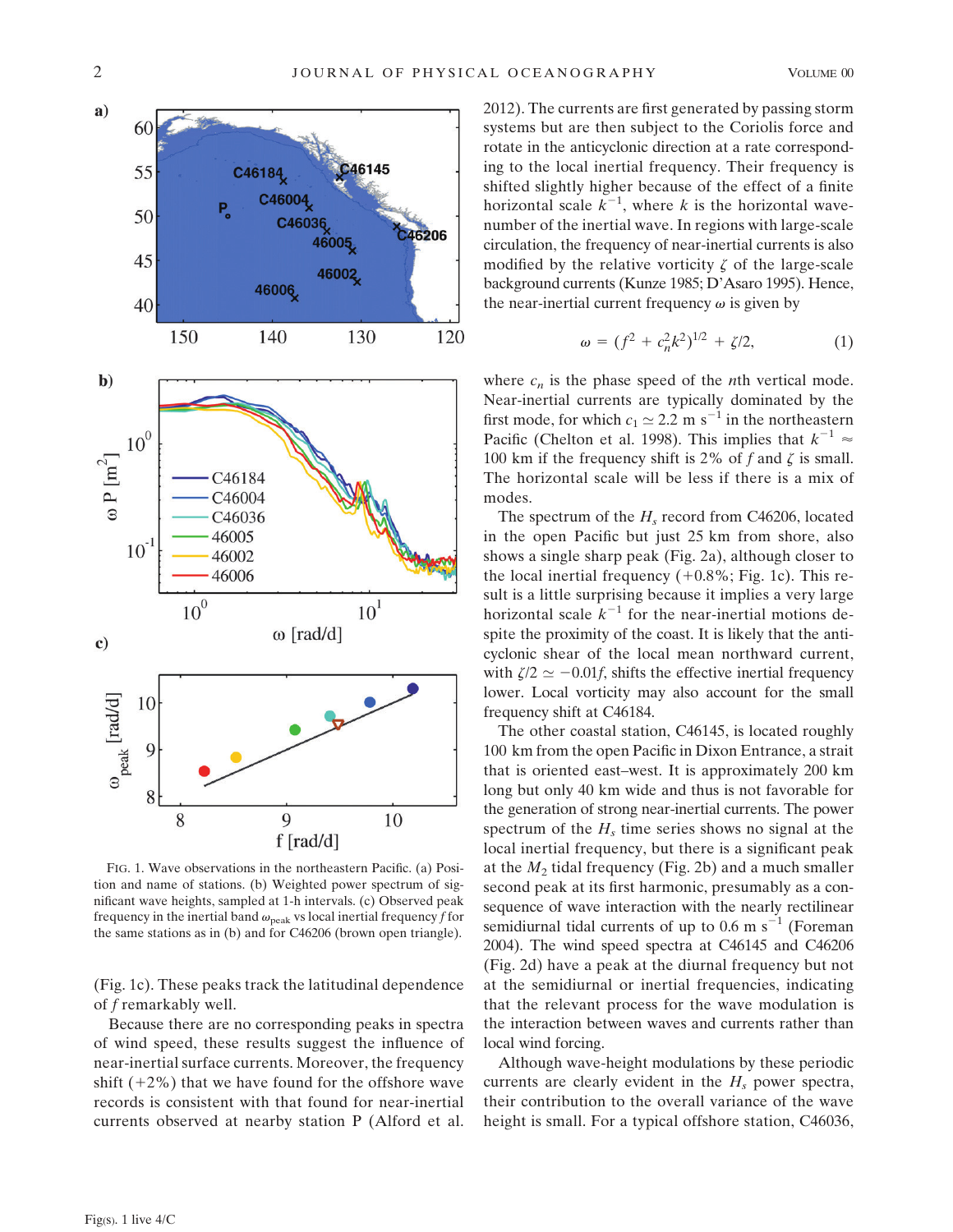FIG. 1. Wave observations in the northeastern Pacific. (a) Position and name of stations. (b) Weighted power spectrum of significant wave heights, sampled at 1-h intervals. (c) Observed peak frequency in the inertial band $\omega_{\text{peak}}$ vs local inertial frequency $f$ for the same stations as in (b) and for C46206 (brown open triangle).

(Fig. 1c). These peaks track the latitudinal dependence of $f$ remarkably well.

Because there are no corresponding peaks in spectra of wind speed, these results suggest the influence of near-inertial surface currents. Moreover, the frequency shift (+2%) that we have found for the offshore wave records is consistent with that found for near-inertial currents observed at nearby station P (Alford et al. 2012). The currents are first generated by passing storm systems but are then subject to the Coriolis force and rotate in the anticyclonic direction at a rate corresponding to the local inertial frequency. Their frequency is shifted slightly higher because of the effect of a finite horizontal scale $k^{-1}$, where $k$ is the horizontal wavenumber of the inertial wave. In regions with large-scale circulation, the frequency of near-inertial currents is also modified by the relative vorticity $\zeta$ of the large-scale background currents (Kunze 1985; D'Asaro 1995). Hence, the near-inertial current frequency $\omega$ is given by

$$\omega = (f^2 + c_n^2 k^2)^{1/2} + \zeta/2, \tag{1}$$

where $c_n$ is the phase speed of the $n$th vertical mode. Near-inertial currents are typically dominated by the first mode, for which $c_1 \simeq 2.2$ m s$^{-1}$ in the northeastern Pacific (Chelton et al. 1998). This implies that $k^{-1} \approx$ 100 km if the frequency shift is 2% of $f$ and $\zeta$ is small. The horizontal scale will be less if there is a mix of modes.

The spectrum of the $H_s$ record from C46206, located in the open Pacific but just 25 km from shore, also shows a single sharp peak (Fig. 2a), although closer to the local inertial frequency (+0.8%; Fig. 1c). This result is a little surprising because it implies a very large horizontal scale $k^{-1}$ for the near-inertial motions despite the proximity of the coast. It is likely that the anticyclonic shear of the local mean northward current, with $\zeta/2 \simeq -0.01f$, shifts the effective inertial frequency lower. Local vorticity may also account for the small frequency shift at C46184.

The other coastal station, C46145, is located roughly 100 km from the open Pacific in Dixon Entrance, a strait that is oriented east–west. It is approximately 200 km long but only 40 km wide and thus is not favorable for the generation of strong near-inertial currents. The power spectrum of the $H_s$ time series shows no signal at the local inertial frequency, but there is a significant peak at the $M_2$ tidal frequency (Fig. 2b) and a much smaller second peak at its first harmonic, presumably as a consequence of wave interaction with the nearly rectilinear semidiurnal tidal currents of up to 0.6 m s$^{-1}$ (Foreman 2004). The wind speed spectra at C46145 and C46206 (Fig. 2d) have a peak at the diurnal frequency but not at the semidiurnal or inertial frequencies, indicating that the relevant process for the wave modulation is the interaction between waves and currents rather than local wind forcing.

Although wave-height modulations by these periodic currents are clearly evident in the $H_s$ power spectra, their contribution to the overall variance of the wave height is small. For a typical offshore station, C46036,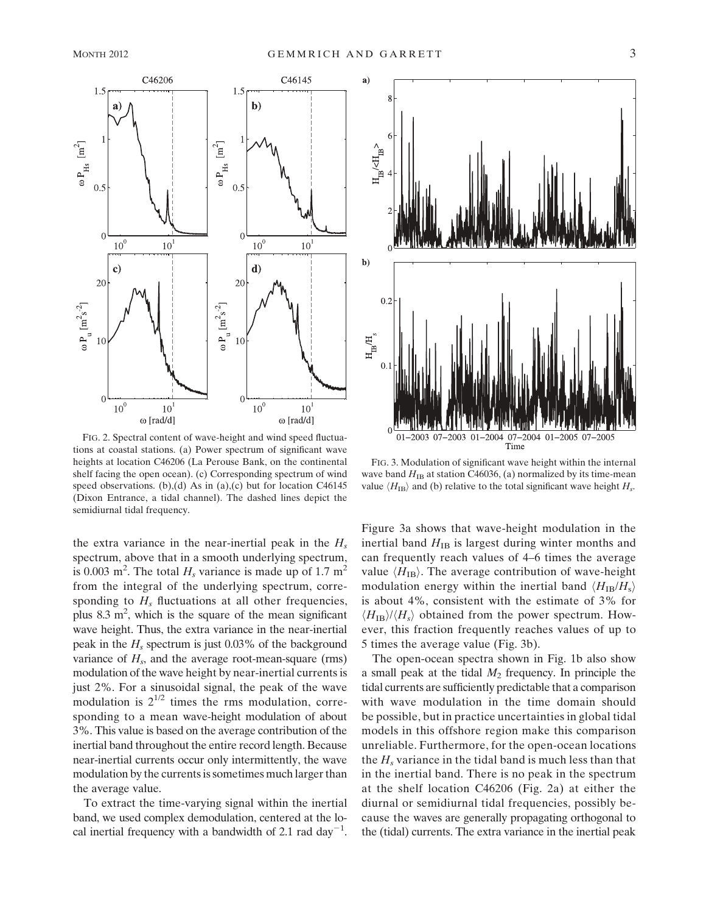FIG. 2. Spectral content of wave-height and wind speed fluctuations at coastal stations. (a) Power spectrum of significant wave heights at location C46206 (La Perouse Bank, on the continental shelf facing the open ocean). (c) Corresponding spectrum of wind speed observations. (b),(d) As in (a),(c) but for location C46145 (Dixon Entrance, a tidal channel). The dashed lines depict the semidiurnal tidal frequency.

FIG. 3. Modulation of significant wave height within the internal wave band $H_{IB}$ at station C46036, (a) normalized by its time-mean value $\langle H_{IB} \rangle$ and (b) relative to the total significant wave height $H_s$.

the extra variance in the near-inertial peak in the $H_s$ spectrum, above that in a smooth underlying spectrum, is 0.003 m$^2$. The total $H_s$ variance is made up of 1.7 m$^2$ from the integral of the underlying spectrum, corresponding to $H_s$ fluctuations at all other frequencies, plus 8.3 m$^2$, which is the square of the mean significant wave height. Thus, the extra variance in the near-inertial peak in the $H_s$ spectrum is just 0.03% of the background variance of $H_s$, and the average root-mean-square (rms) modulation of the wave height by near-inertial currents is just 2%. For a sinusoidal signal, the peak of the wave modulation is $2^{1/2}$ times the rms modulation, corresponding to a mean wave-height modulation of about 3%. This value is based on the average contribution of the inertial band throughout the entire record length. Because near-inertial currents occur only intermittently, the wave modulation by the currents is sometimes much larger than the average value.

To extract the time-varying signal within the inertial band, we used complex demodulation, centered at the local inertial frequency with a bandwidth of 2.1 rad day$^{-1}$. Figure 3a shows that wave-height modulation in the inertial band $H_{IB}$ is largest during winter months and can frequently reach values of 4–6 times the average value $\langle H_{IB} \rangle$. The average contribution of wave-height modulation energy within the inertial band $\langle H_{IB}/H_s \rangle$ is about 4%, consistent with the estimate of 3% for $\langle H_{IB} \rangle / \langle H_s \rangle$ obtained from the power spectrum. However, this fraction frequently reaches values of up to 5 times the average value (Fig. 3b).

The open-ocean spectra shown in Fig. 1b also show a small peak at the tidal $M_2$ frequency. In principle the tidal currents are sufficiently predictable that a comparison with wave modulation in the time domain should be possible, but in practice uncertainties in global tidal models in this offshore region make this comparison unreliable. Furthermore, for the open-ocean locations the $H_s$ variance in the tidal band is much less than that in the inertial band. There is no peak in the spectrum at the shelf location C46206 (Fig. 2a) at either the diurnal or semidiurnal tidal frequencies, possibly because the waves are generally propagating orthogonal to the (tidal) currents. The extra variance in the inertial peak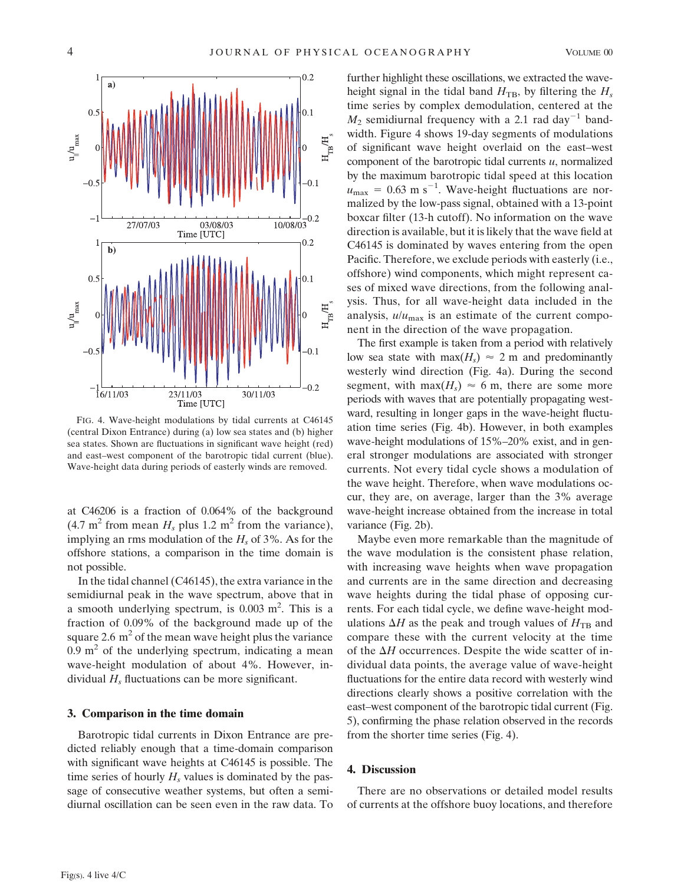FIG. 4. Wave-height modulations by tidal currents at C46145 (central Dixon Entrance) during (a) low sea states and (b) higher sea states. Shown are fluctuations in significant wave height (red) and east–west component of the barotropic tidal current (blue). Wave-height data during periods of easterly winds are removed.

at C46206 is a fraction of 0.064% of the background (4.7 $m^2$ from mean $H_s$ plus 1.2 $m^2$ from the variance), implying an rms modulation of the $H_s$ of 3%. As for the offshore stations, a comparison in the time domain is not possible.

In the tidal channel (C46145), the extra variance in the semidiurnal peak in the wave spectrum, above that in a smooth underlying spectrum, is 0.003 $m^2$. This is a fraction of 0.09% of the background made up of the square 2.6 $m^2$ of the mean wave height plus the variance 0.9 $m^2$ of the underlying spectrum, indicating a mean wave-height modulation of about 4%. However, individual $H_s$ fluctuations can be more significant.

## 3. Comparison in the time domain

Barotropic tidal currents in Dixon Entrance are predicted reliably enough that a time-domain comparison with significant wave heights at C46145 is possible. The time series of hourly $H_s$ values is dominated by the passage of consecutive weather systems, but often a semidiurnal oscillation can be seen even in the raw data. To further highlight these oscillations, we extracted the wave-height signal in the tidal band $H_{TB}$, by filtering the $H_s$ time series by complex demodulation, centered at the $M_2$ semidiurnal frequency with a 2.1 rad $day^{-1}$ bandwidth. Figure 4 shows 19-day segments of modulations of significant wave height overlaid on the east–west component of the barotropic tidal currents $u$, normalized by the maximum barotropic tidal speed at this location $u_{max}$ = 0.63 m $s^{-1}$. Wave-height fluctuations are normalized by the low-pass signal, obtained with a 13-point boxcar filter (13-h cutoff). No information on the wave direction is available, but it is likely that the wave field at C46145 is dominated by waves entering from the open Pacific. Therefore, we exclude periods with easterly (i.e., offshore) wind components, which might represent cases of mixed wave directions, from the following analysis. Thus, for all wave-height data included in the analysis, $u/u_{max}$ is an estimate of the current component in the direction of the wave propagation.

The first example is taken from a period with relatively low sea state with max($H_s$) ≈ 2 m and predominantly westerly wind direction (Fig. 4a). During the second segment, with max($H_s$) ≈ 6 m, there are some more periods with waves that are potentially propagating westward, resulting in longer gaps in the wave-height fluctuation time series (Fig. 4b). However, in both examples wave-height modulations of 15%–20% exist, and in general stronger modulations are associated with stronger currents. Not every tidal cycle shows a modulation of the wave height. Therefore, when wave modulations occur, they are, on average, larger than the 3% average wave-height increase obtained from the increase in total variance (Fig. 2b).

Maybe even more remarkable than the magnitude of the wave modulation is the consistent phase relation, with increasing wave heights when wave propagation and currents are in the same direction and decreasing wave heights during the tidal phase of opposing currents. For each tidal cycle, we define wave-height modulations $\Delta H$ as the peak and trough values of $H_{TB}$ and compare these with the current velocity at the time of the $\Delta H$ occurrences. Despite the wide scatter of individual data points, the average value of wave-height fluctuations for the entire data record with westerly wind directions clearly shows a positive correlation with the east–west component of the barotropic tidal current (Fig. 5), confirming the phase relation observed in the records from the shorter time series (Fig. 4).

## 4. Discussion

There are no observations or detailed model results of currents at the offshore buoy locations, and therefore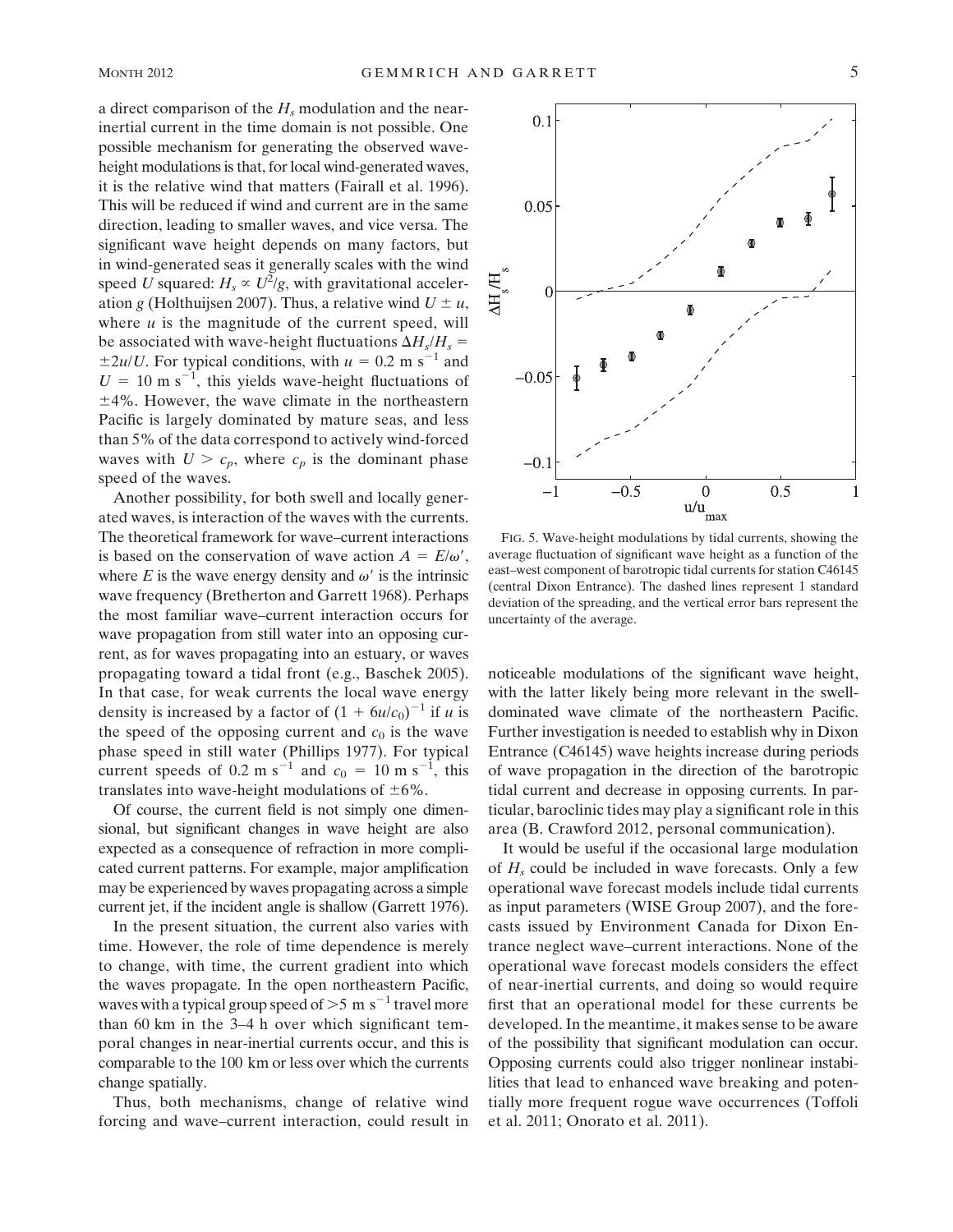a direct comparison of the $H_s$ modulation and the near-inertial current in the time domain is not possible. One possible mechanism for generating the observed wave-height modulations is that, for local wind-generated waves, it is the relative wind that matters (Fairall et al. 1996). This will be reduced if wind and current are in the same direction, leading to smaller waves, and vice versa. The significant wave height depends on many factors, but in wind-generated seas it generally scales with the wind speed $U$ squared: $H_s \propto U^2/g$, with gravitational acceleration $g$ (Holthuijsen 2007). Thus, a relative wind $U \pm u$, where $u$ is the magnitude of the current speed, will be associated with wave-height fluctuations $\Delta H_s/H_s = \pm 2u/U$. For typical conditions, with $u = 0.2$ m s$^{-1}$ and $U = 10$ m s$^{-1}$, this yields wave-height fluctuations of $\pm 4\%$. However, the wave climate in the northeastern Pacific is largely dominated by mature seas, and less than 5% of the data correspond to actively wind-forced waves with $U > c_p$, where $c_p$ is the dominant phase speed of the waves.

Another possibility, for both swell and locally generated waves, is interaction of the waves with the currents. The theoretical framework for wave–current interactions is based on the conservation of wave action $A = E/\omega'$, where $E$ is the wave energy density and $\omega'$ is the intrinsic wave frequency (Bretherton and Garrett 1968). Perhaps the most familiar wave–current interaction occurs for wave propagation from still water into an opposing current, as for waves propagating into an estuary, or waves propagating toward a tidal front (e.g., Baschek 2005). In that case, for weak currents the local wave energy density is increased by a factor of $(1 + 6u/c_0)^{-1}$ if $u$ is the speed of the opposing current and $c_0$ is the wave phase speed in still water (Phillips 1977). For typical current speeds of 0.2 m s$^{-1}$ and $c_0 = 10$ m s$^{-1}$, this translates into wave-height modulations of $\pm 6\%$.

Of course, the current field is not simply one dimensional, but significant changes in wave height are also expected as a consequence of refraction in more complicated current patterns. For example, major amplification may be experienced by waves propagating across a simple current jet, if the incident angle is shallow (Garrett 1976).

In the present situation, the current also varies with time. However, the role of time dependence is merely to change, with time, the current gradient into which the waves propagate. In the open northeastern Pacific, waves with a typical group speed of $>5$ m s$^{-1}$ travel more than 60 km in the 3–4 h over which significant temporal changes in near-inertial currents occur, and this is comparable to the 100 km or less over which the currents change spatially.

Thus, both mechanisms, change of relative wind forcing and wave–current interaction, could result in noticeable modulations of the significant wave height, with the latter likely being more relevant in the swell-dominated wave climate of the northeastern Pacific. Further investigation is needed to establish why in Dixon Entrance (C46145) wave heights increase during periods of wave propagation in the direction of the barotropic tidal current and decrease in opposing currents. In particular, baroclinic tides may play a significant role in this area (B. Crawford 2012, personal communication).

FIG. 5. Wave-height modulations by tidal currents, showing the average fluctuation of significant wave height as a function of the east–west component of barotropic tidal currents for station C46145 (central Dixon Entrance). The dashed lines represent 1 standard deviation of the spreading, and the vertical error bars represent the uncertainty of the average.

It would be useful if the occasional large modulation of $H_s$ could be included in wave forecasts. Only a few operational wave forecast models include tidal currents as input parameters (WISE Group 2007), and the forecasts issued by Environment Canada for Dixon Entrance neglect wave–current interactions. None of the operational wave forecast models considers the effect of near-inertial currents, and doing so would require first that an operational model for these currents be developed. In the meantime, it makes sense to be aware of the possibility that significant modulation can occur. Opposing currents could also trigger nonlinear instabilities that lead to enhanced wave breaking and potentially more frequent rogue wave occurrences (Toffoli et al. 2011; Onorato et al. 2011).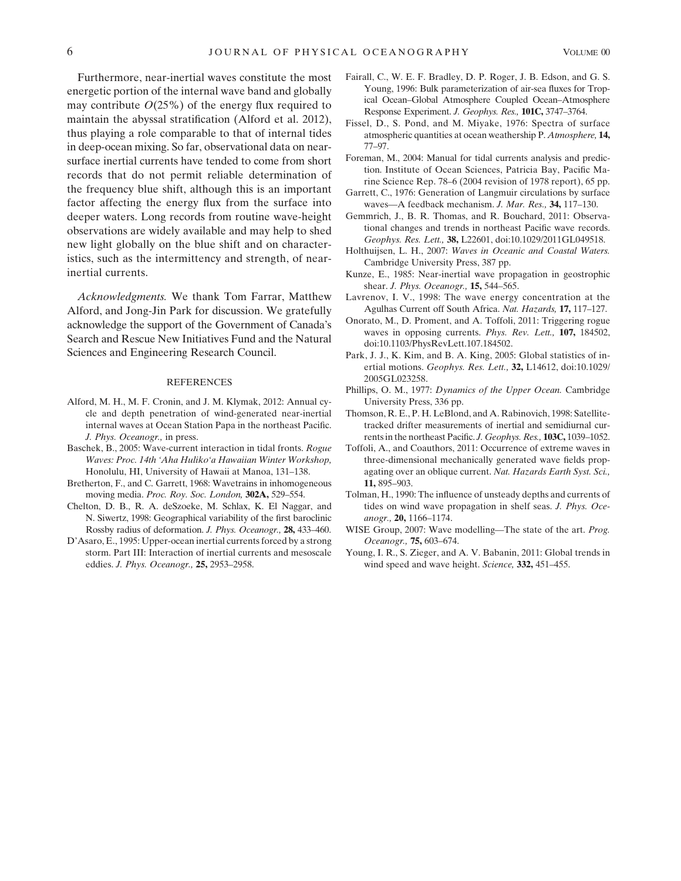Furthermore, near-inertial waves constitute the most energetic portion of the internal wave band and globally may contribute $O(25\%)$ of the energy flux required to maintain the abyssal stratification (Alford et al. 2012), thus playing a role comparable to that of internal tides in deep-ocean mixing. So far, observational data on near-surface inertial currents have tended to come from short records that do not permit reliable determination of the frequency blue shift, although this is an important factor affecting the energy flux from the surface into deeper waters. Long records from routine wave-height observations are widely available and may help to shed new light globally on the blue shift and on characteristics, such as the intermittency and strength, of near-inertial currents.

*Acknowledgments.* We thank Tom Farrar, Matthew Alford, and Jong-Jin Park for discussion. We gratefully acknowledge the support of the Government of Canada's Search and Rescue New Initiatives Fund and the Natural Sciences and Engineering Research Council.

## REFERENCES

Alford, M. H., M. F. Cronin, and J. M. Klymak, 2012: Annual cycle and depth penetration of wind-generated near-inertial internal waves at Ocean Station Papa in the northeast Pacific. *J. Phys. Oceanogr.,* in press.

Baschek, B., 2005: Wave-current interaction in tidal fronts. *Rogue Waves: Proc. 14th 'Aha Huliko'a Hawaiian Winter Workshop,* Honolulu, HI, University of Hawaii at Manoa, 131–138.

Bretherton, F., and C. Garrett, 1968: Wavetrains in inhomogeneous moving media. *Proc. Roy. Soc. London,* **302A,** 529–554.

Chelton, D. B., R. A. deSzoeke, M. Schlax, K. El Naggar, and N. Siwertz, 1998: Geographical variability of the first baroclinic Rossby radius of deformation. *J. Phys. Oceanogr.,* **28,** 433–460.

D'Asaro, E., 1995: Upper-ocean inertial currents forced by a strong storm. Part III: Interaction of inertial currents and mesoscale eddies. *J. Phys. Oceanogr.,* **25,** 2953–2958.

Fairall, C., W. E. F. Bradley, D. P. Roger, J. B. Edson, and G. S. Young, 1996: Bulk parameterization of air-sea fluxes for Tropical Ocean–Global Atmosphere Coupled Ocean–Atmosphere Response Experiment. *J. Geophys. Res.,* **101C,** 3747–3764.

Fissel, D., S. Pond, and M. Miyake, 1976: Spectra of surface atmospheric quantities at ocean weathership P. *Atmosphere,* **14,** 77–97.

Foreman, M., 2004: Manual for tidal currents analysis and prediction. Institute of Ocean Sciences, Patricia Bay, Pacific Marine Science Rep. 78–6 (2004 revision of 1978 report), 65 pp.

Garrett, C., 1976: Generation of Langmuir circulations by surface waves—A feedback mechanism. *J. Mar. Res.,* **34,** 117–130.

Gemmrich, J., B. R. Thomas, and R. Bouchard, 2011: Observational changes and trends in northeast Pacific wave records. *Geophys. Res. Lett.,* **38,** L22601, doi:10.1029/2011GL049518.

Holthuijsen, L. H., 2007: *Waves in Oceanic and Coastal Waters.* Cambridge University Press, 387 pp.

Kunze, E., 1985: Near-inertial wave propagation in geostrophic shear. *J. Phys. Oceanogr.,* **15,** 544–565.

Lavrenov, I. V., 1998: The wave energy concentration at the Agulhas Current off South Africa. *Nat. Hazards,* **17,** 117–127.

Onorato, M., D. Proment, and A. Toffoli, 2011: Triggering rogue waves in opposing currents. *Phys. Rev. Lett.,* **107,** 184502, doi:10.1103/PhysRevLett.107.184502.

Park, J. J., K. Kim, and B. A. King, 2005: Global statistics of inertial motions. *Geophys. Res. Lett.,* **32,** L14612, doi:10.1029/2005GL023258.

Phillips, O. M., 1977: *Dynamics of the Upper Ocean.* Cambridge University Press, 336 pp.

Thomson, R. E., P. H. LeBlond, and A. Rabinovich, 1998: Satellite-tracked drifter measurements of inertial and semidiurnal currents in the northeast Pacific. *J. Geophys. Res.,* **103C,** 1039–1052.

Toffoli, A., and Coauthors, 2011: Occurrence of extreme waves in three-dimensional mechanically generated wave fields propagating over an oblique current. *Nat. Hazards Earth Syst. Sci.,* **11,** 895–903.

Tolman, H., 1990: The influence of unsteady depths and currents of tides on wind wave propagation in shelf seas. *J. Phys. Oceanogr.,* **20,** 1166–1174.

WISE Group, 2007: Wave modelling—The state of the art. *Prog. Oceanogr.,* **75,** 603–674.

Young, I. R., S. Zieger, and A. V. Babanin, 2011: Global trends in wind speed and wave height. *Science,* **332,** 451–455.